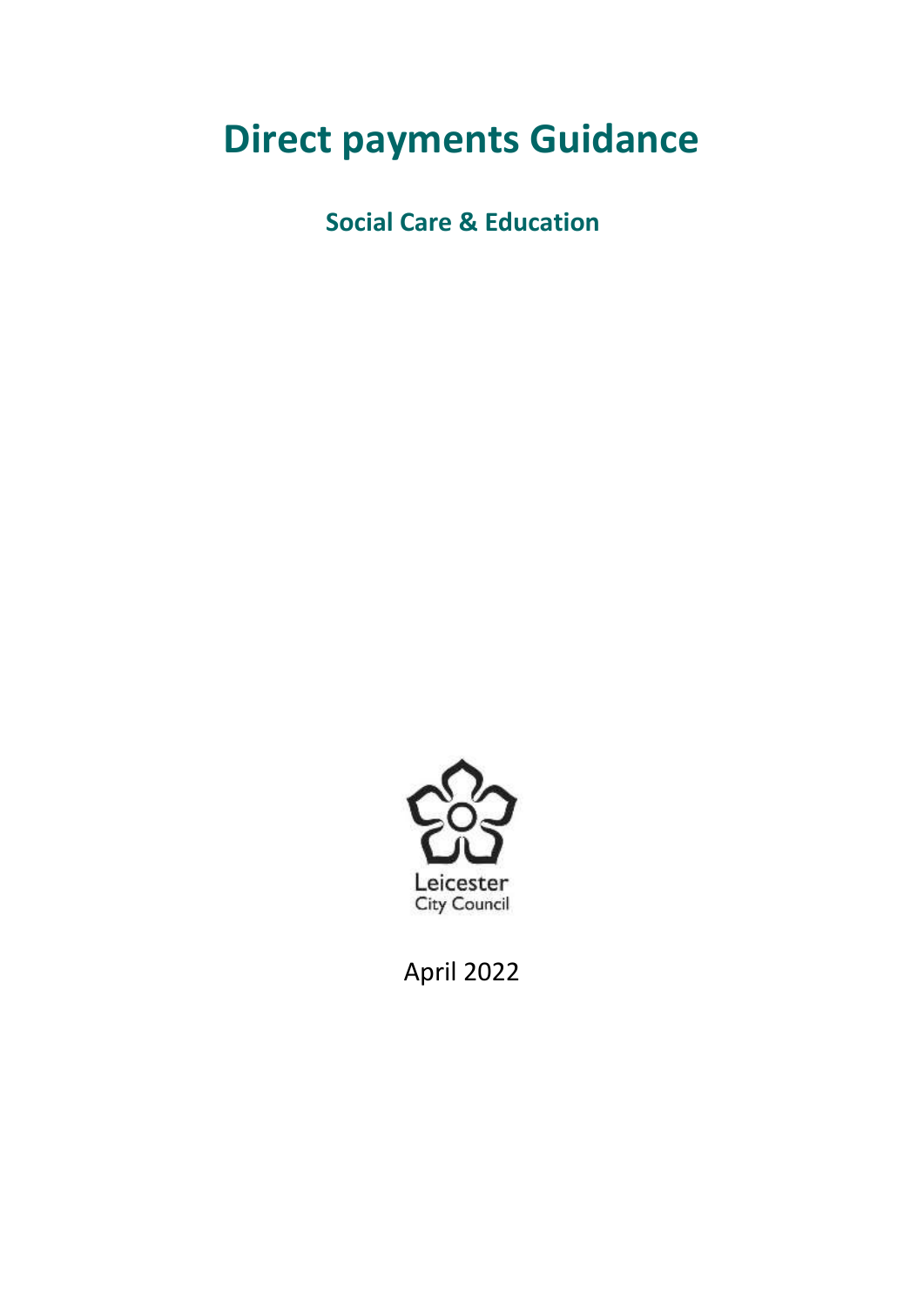# Direct payments Guidance

**Social Care & Education**

Leicester City Council

April 2022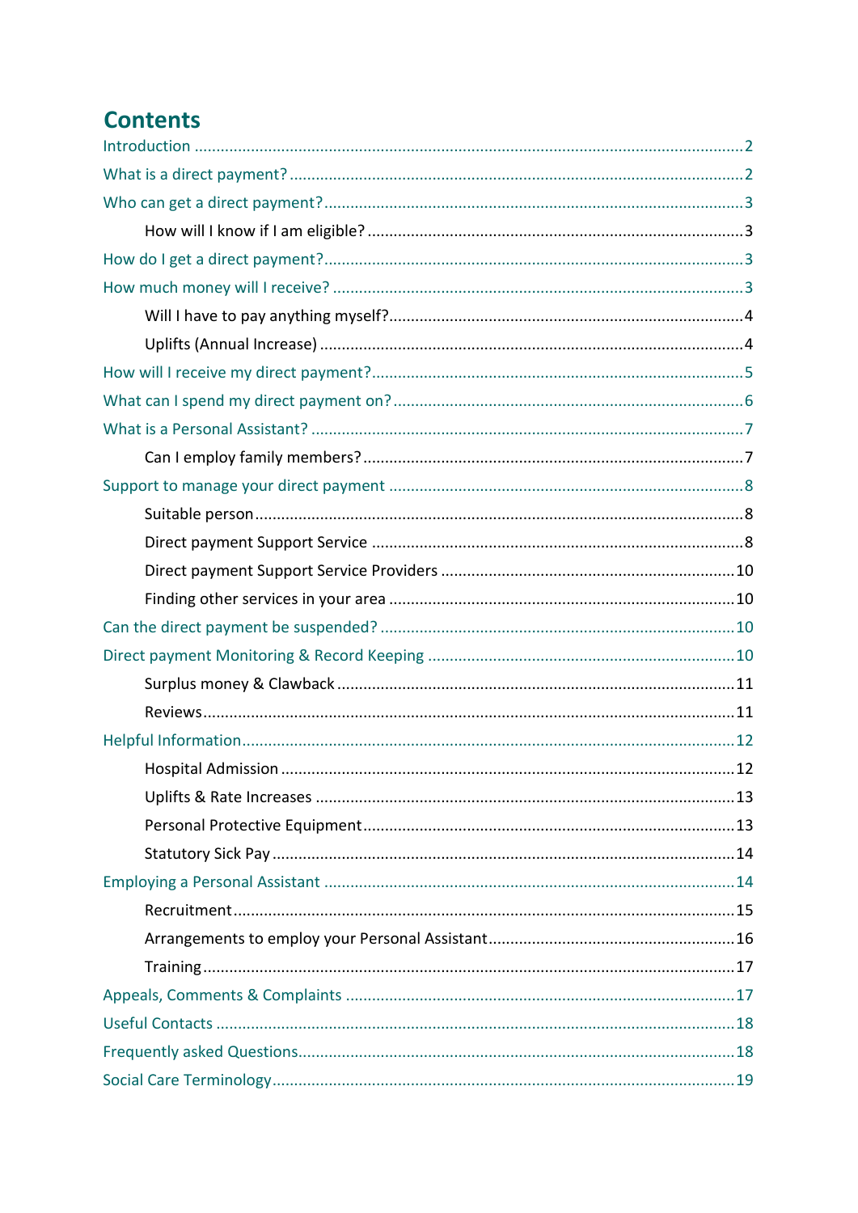# Contents

- Introduction ... 2
- What is a direct payment? ... 2
- Who can get a direct payment? ... 3
  - How will I know if I am eligible? ... 3
- How do I get a direct payment? ... 3
- How much money will I receive? ... 3
  - Will I have to pay anything myself? ... 4
  - Uplifts (Annual Increase) ... 4
- How will I receive my direct payment? ... 5
- What can I spend my direct payment on? ... 6
- What is a Personal Assistant? ... 7
  - Can I employ family members? ... 7
- Support to manage your direct payment ... 8
  - Suitable person ... 8
  - Direct payment Support Service ... 8
  - Direct payment Support Service Providers ... 10
  - Finding other services in your area ... 10
- Can the direct payment be suspended? ... 10
- Direct payment Monitoring & Record Keeping ... 10
  - Surplus money & Clawback ... 11
  - Reviews ... 11
- Helpful Information ... 12
  - Hospital Admission ... 12
  - Uplifts & Rate Increases ... 13
  - Personal Protective Equipment ... 13
  - Statutory Sick Pay ... 14
- Employing a Personal Assistant ... 14
  - Recruitment ... 15
  - Arrangements to employ your Personal Assistant ... 16
  - Training ... 17
- Appeals, Comments & Complaints ... 17
- Useful Contacts ... 18
- Frequently asked Questions ... 18
- Social Care Terminology ... 19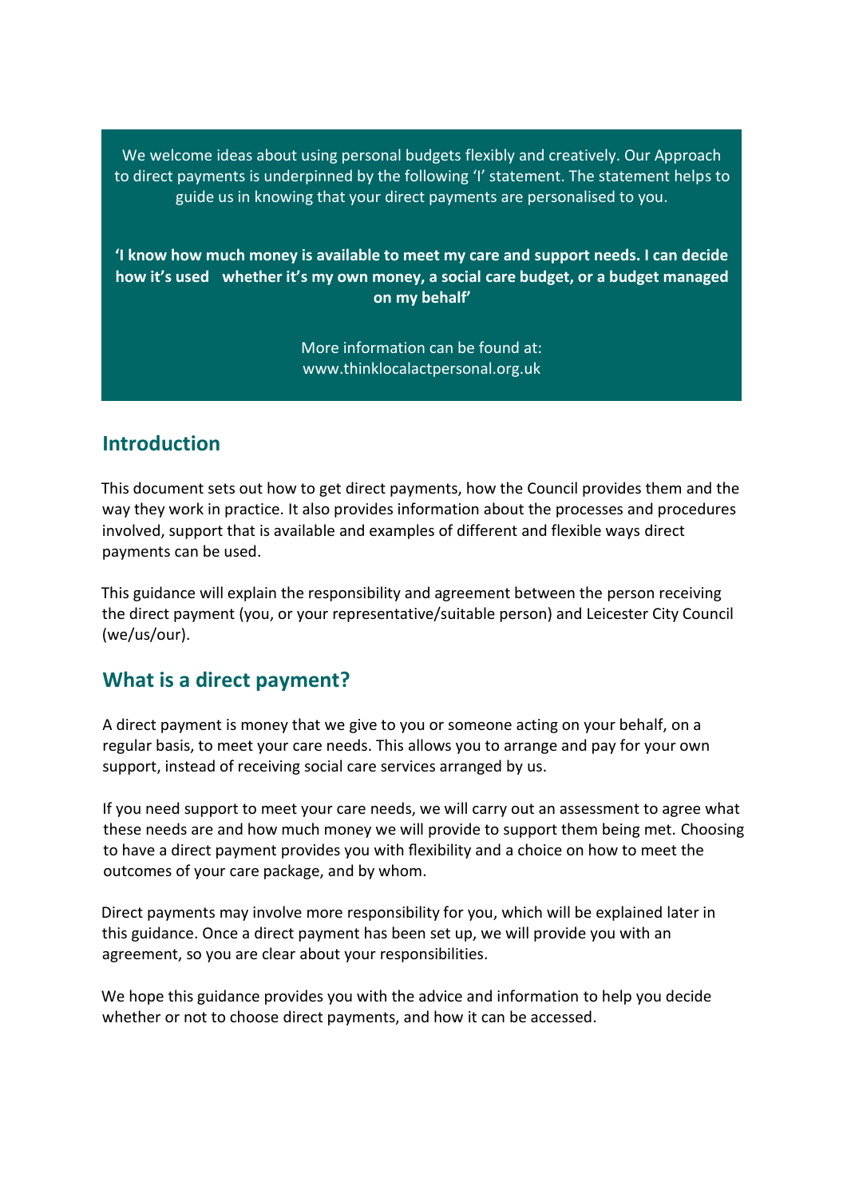We welcome ideas about using personal budgets flexibly and creatively. Our Approach to direct payments is underpinned by the following 'I' statement. The statement helps to guide us in knowing that your direct payments are personalised to you.

**'I know how much money is available to meet my care and support needs. I can decide how it's used whether it's my own money, a social care budget, or a budget managed on my behalf'**

More information can be found at: www.thinklocalactpersonal.org.uk

## Introduction

This document sets out how to get direct payments, how the Council provides them and the way they work in practice. It also provides information about the processes and procedures involved, support that is available and examples of different and flexible ways direct payments can be used.

This guidance will explain the responsibility and agreement between the person receiving the direct payment (you, or your representative/suitable person) and Leicester City Council (we/us/our).

## What is a direct payment?

A direct payment is money that we give to you or someone acting on your behalf, on a regular basis, to meet your care needs. This allows you to arrange and pay for your own support, instead of receiving social care services arranged by us.

If you need support to meet your care needs, we will carry out an assessment to agree what these needs are and how much money we will provide to support them being met. Choosing to have a direct payment provides you with flexibility and a choice on how to meet the outcomes of your care package, and by whom.

Direct payments may involve more responsibility for you, which will be explained later in this guidance. Once a direct payment has been set up, we will provide you with an agreement, so you are clear about your responsibilities.

We hope this guidance provides you with the advice and information to help you decide whether or not to choose direct payments, and how it can be accessed.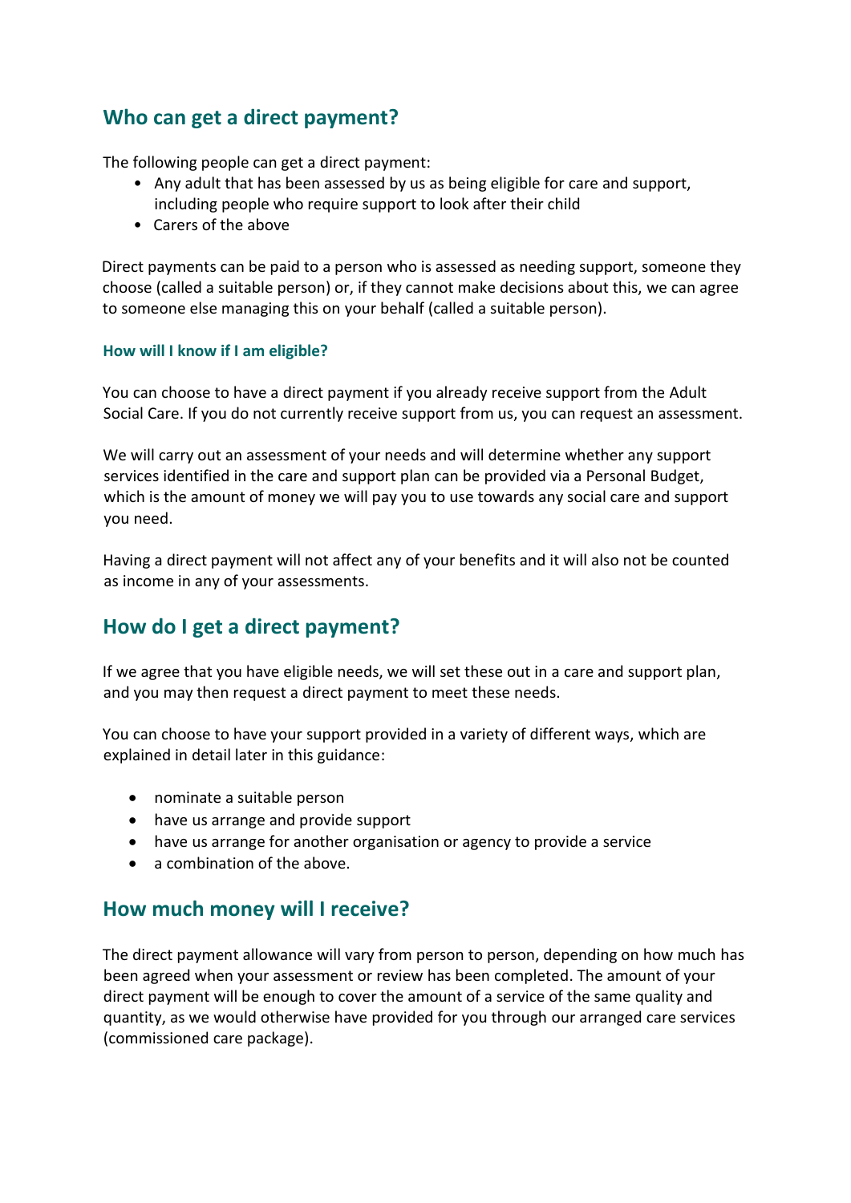## Who can get a direct payment?

The following people can get a direct payment:

- Any adult that has been assessed by us as being eligible for care and support, including people who require support to look after their child
- Carers of the above

Direct payments can be paid to a person who is assessed as needing support, someone they choose (called a suitable person) or, if they cannot make decisions about this, we can agree to someone else managing this on your behalf (called a suitable person).

### How will I know if I am eligible?

You can choose to have a direct payment if you already receive support from the Adult Social Care. If you do not currently receive support from us, you can request an assessment.

We will carry out an assessment of your needs and will determine whether any support services identified in the care and support plan can be provided via a Personal Budget, which is the amount of money we will pay you to use towards any social care and support you need.

Having a direct payment will not affect any of your benefits and it will also not be counted as income in any of your assessments.

## How do I get a direct payment?

If we agree that you have eligible needs, we will set these out in a care and support plan, and you may then request a direct payment to meet these needs.

You can choose to have your support provided in a variety of different ways, which are explained in detail later in this guidance:

- nominate a suitable person
- have us arrange and provide support
- have us arrange for another organisation or agency to provide a service
- a combination of the above.

## How much money will I receive?

The direct payment allowance will vary from person to person, depending on how much has been agreed when your assessment or review has been completed. The amount of your direct payment will be enough to cover the amount of a service of the same quality and quantity, as we would otherwise have provided for you through our arranged care services (commissioned care package).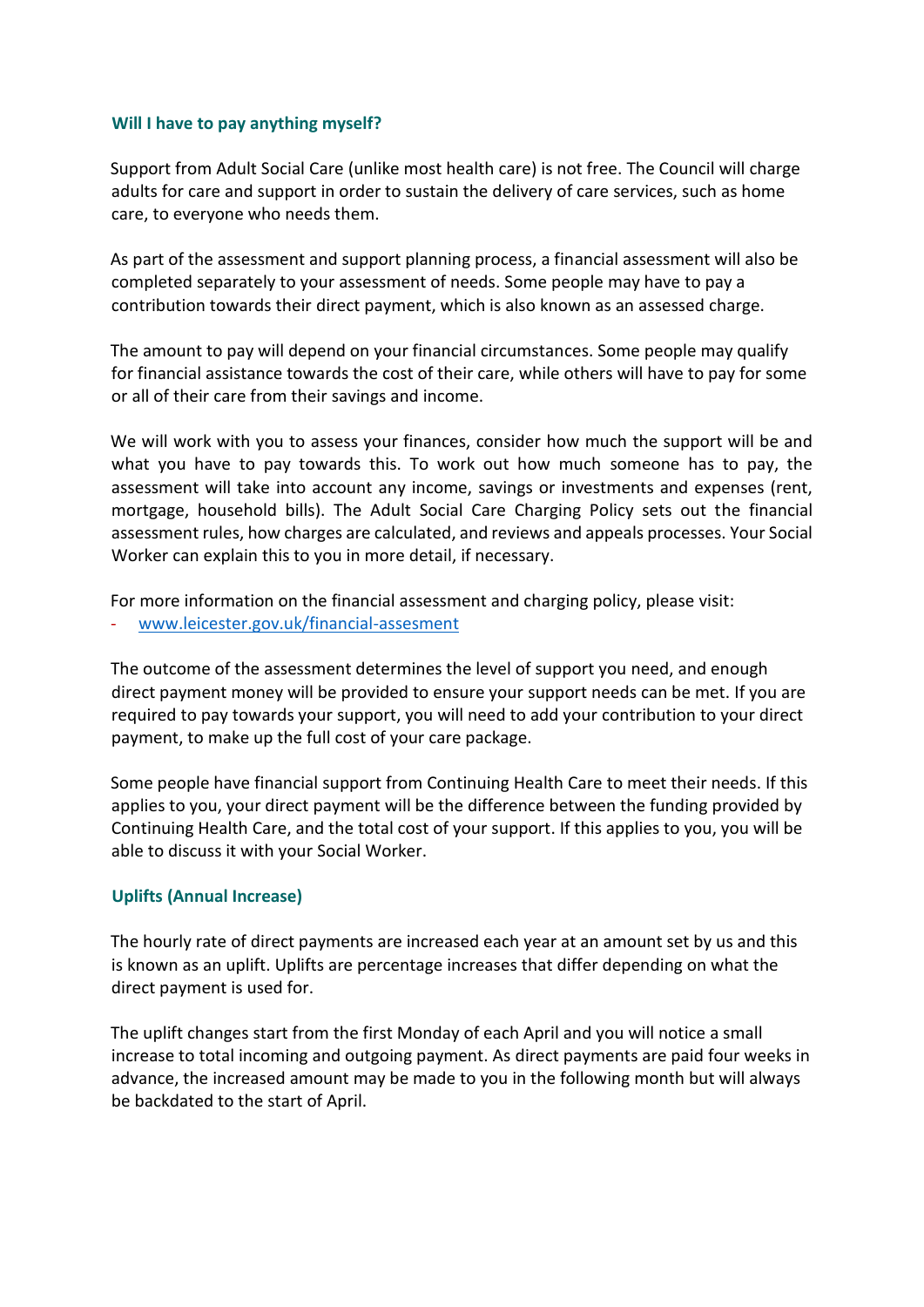### Will I have to pay anything myself?

Support from Adult Social Care (unlike most health care) is not free. The Council will charge adults for care and support in order to sustain the delivery of care services, such as home care, to everyone who needs them.

As part of the assessment and support planning process, a financial assessment will also be completed separately to your assessment of needs. Some people may have to pay a contribution towards their direct payment, which is also known as an assessed charge.

The amount to pay will depend on your financial circumstances. Some people may qualify for financial assistance towards the cost of their care, while others will have to pay for some or all of their care from their savings and income.

We will work with you to assess your finances, consider how much the support will be and what you have to pay towards this. To work out how much someone has to pay, the assessment will take into account any income, savings or investments and expenses (rent, mortgage, household bills). The Adult Social Care Charging Policy sets out the financial assessment rules, how charges are calculated, and reviews and appeals processes. Your Social Worker can explain this to you in more detail, if necessary.

For more information on the financial assessment and charging policy, please visit:

- www.leicester.gov.uk/financial-assesment

The outcome of the assessment determines the level of support you need, and enough direct payment money will be provided to ensure your support needs can be met. If you are required to pay towards your support, you will need to add your contribution to your direct payment, to make up the full cost of your care package.

Some people have financial support from Continuing Health Care to meet their needs. If this applies to you, your direct payment will be the difference between the funding provided by Continuing Health Care, and the total cost of your support. If this applies to you, you will be able to discuss it with your Social Worker.

### Uplifts (Annual Increase)

The hourly rate of direct payments are increased each year at an amount set by us and this is known as an uplift. Uplifts are percentage increases that differ depending on what the direct payment is used for.

The uplift changes start from the first Monday of each April and you will notice a small increase to total incoming and outgoing payment. As direct payments are paid four weeks in advance, the increased amount may be made to you in the following month but will always be backdated to the start of April.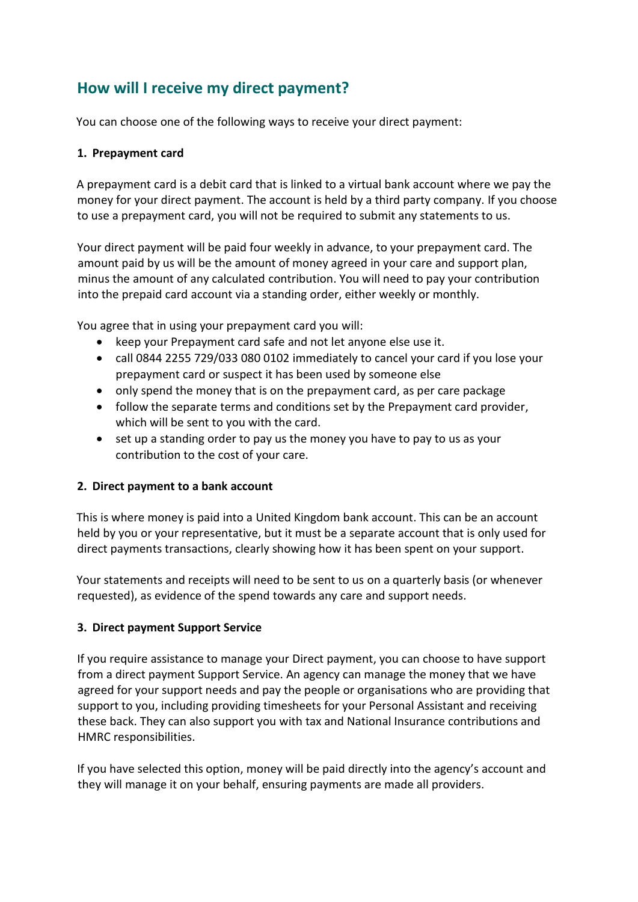## How will I receive my direct payment?

You can choose one of the following ways to receive your direct payment:

**1. Prepayment card**

A prepayment card is a debit card that is linked to a virtual bank account where we pay the money for your direct payment. The account is held by a third party company. If you choose to use a prepayment card, you will not be required to submit any statements to us.

Your direct payment will be paid four weekly in advance, to your prepayment card. The amount paid by us will be the amount of money agreed in your care and support plan, minus the amount of any calculated contribution. You will need to pay your contribution into the prepaid card account via a standing order, either weekly or monthly.

You agree that in using your prepayment card you will:

- keep your Prepayment card safe and not let anyone else use it.
- call 0844 2255 729/033 080 0102 immediately to cancel your card if you lose your prepayment card or suspect it has been used by someone else
- only spend the money that is on the prepayment card, as per care package
- follow the separate terms and conditions set by the Prepayment card provider, which will be sent to you with the card.
- set up a standing order to pay us the money you have to pay to us as your contribution to the cost of your care.

**2. Direct payment to a bank account**

This is where money is paid into a United Kingdom bank account. This can be an account held by you or your representative, but it must be a separate account that is only used for direct payments transactions, clearly showing how it has been spent on your support.

Your statements and receipts will need to be sent to us on a quarterly basis (or whenever requested), as evidence of the spend towards any care and support needs.

**3. Direct payment Support Service**

If you require assistance to manage your Direct payment, you can choose to have support from a direct payment Support Service. An agency can manage the money that we have agreed for your support needs and pay the people or organisations who are providing that support to you, including providing timesheets for your Personal Assistant and receiving these back. They can also support you with tax and National Insurance contributions and HMRC responsibilities.

If you have selected this option, money will be paid directly into the agency's account and they will manage it on your behalf, ensuring payments are made all providers.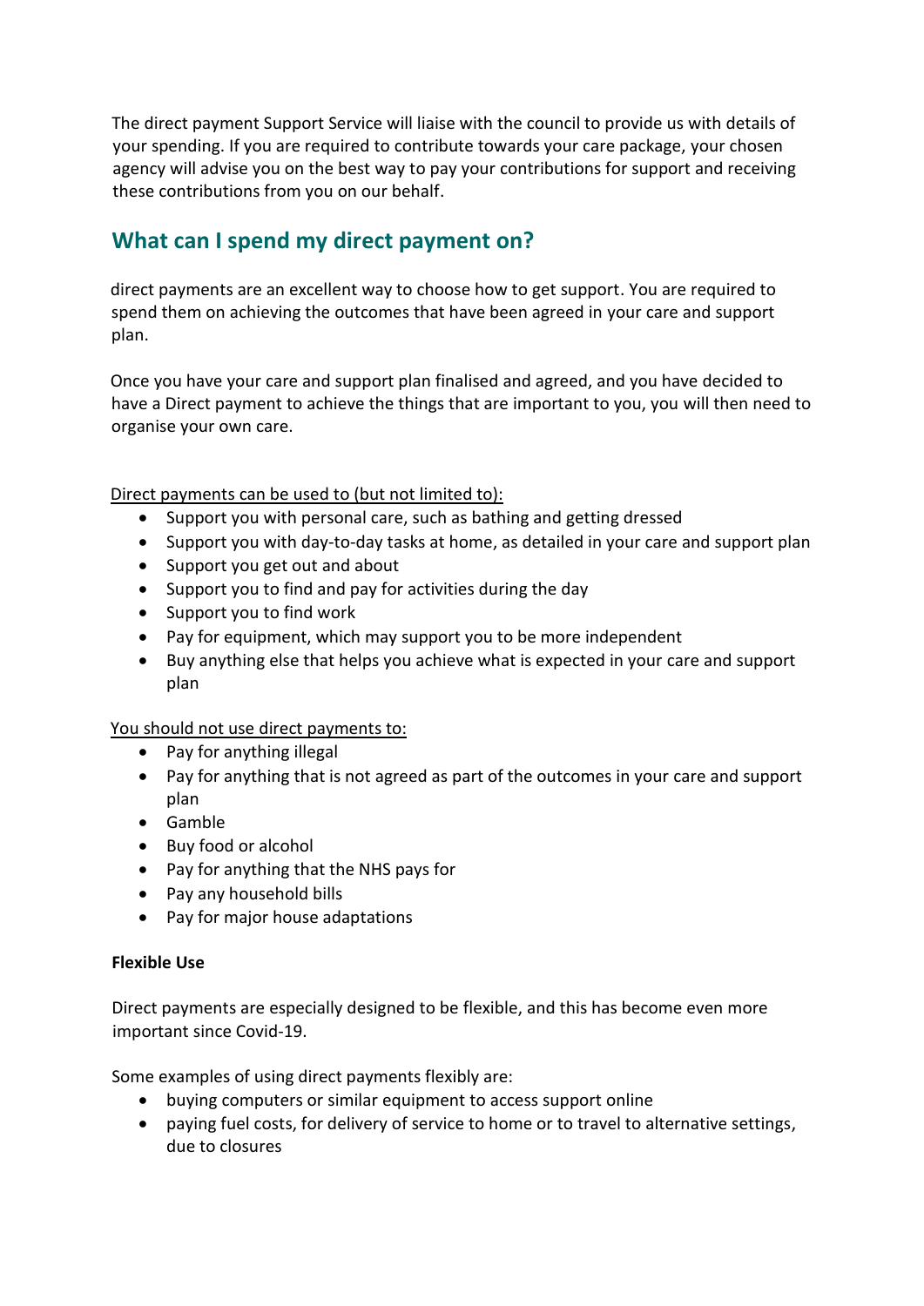The direct payment Support Service will liaise with the council to provide us with details of your spending. If you are required to contribute towards your care package, your chosen agency will advise you on the best way to pay your contributions for support and receiving these contributions from you on our behalf.

## What can I spend my direct payment on?

direct payments are an excellent way to choose how to get support. You are required to spend them on achieving the outcomes that have been agreed in your care and support plan.

Once you have your care and support plan finalised and agreed, and you have decided to have a Direct payment to achieve the things that are important to you, you will then need to organise your own care.

Direct payments can be used to (but not limited to):

- Support you with personal care, such as bathing and getting dressed
- Support you with day-to-day tasks at home, as detailed in your care and support plan
- Support you get out and about
- Support you to find and pay for activities during the day
- Support you to find work
- Pay for equipment, which may support you to be more independent
- Buy anything else that helps you achieve what is expected in your care and support plan

You should not use direct payments to:

- Pay for anything illegal
- Pay for anything that is not agreed as part of the outcomes in your care and support plan
- Gamble
- Buy food or alcohol
- Pay for anything that the NHS pays for
- Pay any household bills
- Pay for major house adaptations

**Flexible Use**

Direct payments are especially designed to be flexible, and this has become even more important since Covid-19.

Some examples of using direct payments flexibly are:

- buying computers or similar equipment to access support online
- paying fuel costs, for delivery of service to home or to travel to alternative settings, due to closures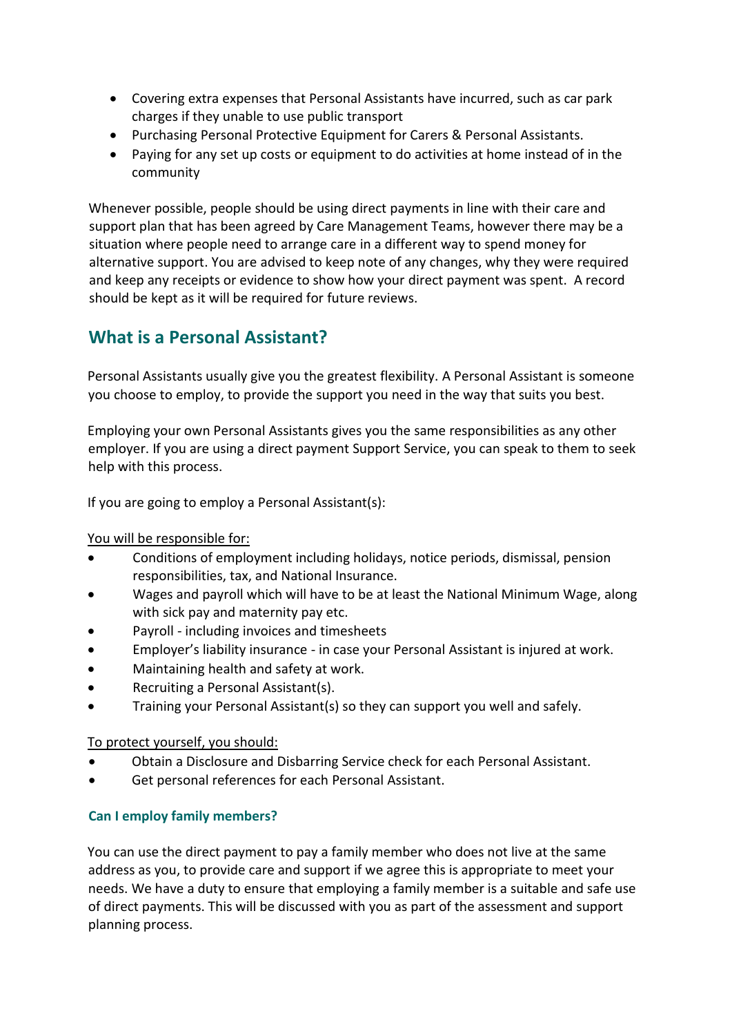- Covering extra expenses that Personal Assistants have incurred, such as car park charges if they unable to use public transport
- Purchasing Personal Protective Equipment for Carers & Personal Assistants.
- Paying for any set up costs or equipment to do activities at home instead of in the community

Whenever possible, people should be using direct payments in line with their care and support plan that has been agreed by Care Management Teams, however there may be a situation where people need to arrange care in a different way to spend money for alternative support. You are advised to keep note of any changes, why they were required and keep any receipts or evidence to show how your direct payment was spent. A record should be kept as it will be required for future reviews.

## What is a Personal Assistant?

Personal Assistants usually give you the greatest flexibility. A Personal Assistant is someone you choose to employ, to provide the support you need in the way that suits you best.

Employing your own Personal Assistants gives you the same responsibilities as any other employer. If you are using a direct payment Support Service, you can speak to them to seek help with this process.

If you are going to employ a Personal Assistant(s):

<u>You will be responsible for:</u>

- Conditions of employment including holidays, notice periods, dismissal, pension responsibilities, tax, and National Insurance.
- Wages and payroll which will have to be at least the National Minimum Wage, along with sick pay and maternity pay etc.
- Payroll - including invoices and timesheets
- Employer's liability insurance - in case your Personal Assistant is injured at work.
- Maintaining health and safety at work.
- Recruiting a Personal Assistant(s).
- Training your Personal Assistant(s) so they can support you well and safely.

<u>To protect yourself, you should:</u>

- Obtain a Disclosure and Disbarring Service check for each Personal Assistant.
- Get personal references for each Personal Assistant.

### Can I employ family members?

You can use the direct payment to pay a family member who does not live at the same address as you, to provide care and support if we agree this is appropriate to meet your needs. We have a duty to ensure that employing a family member is a suitable and safe use of direct payments. This will be discussed with you as part of the assessment and support planning process.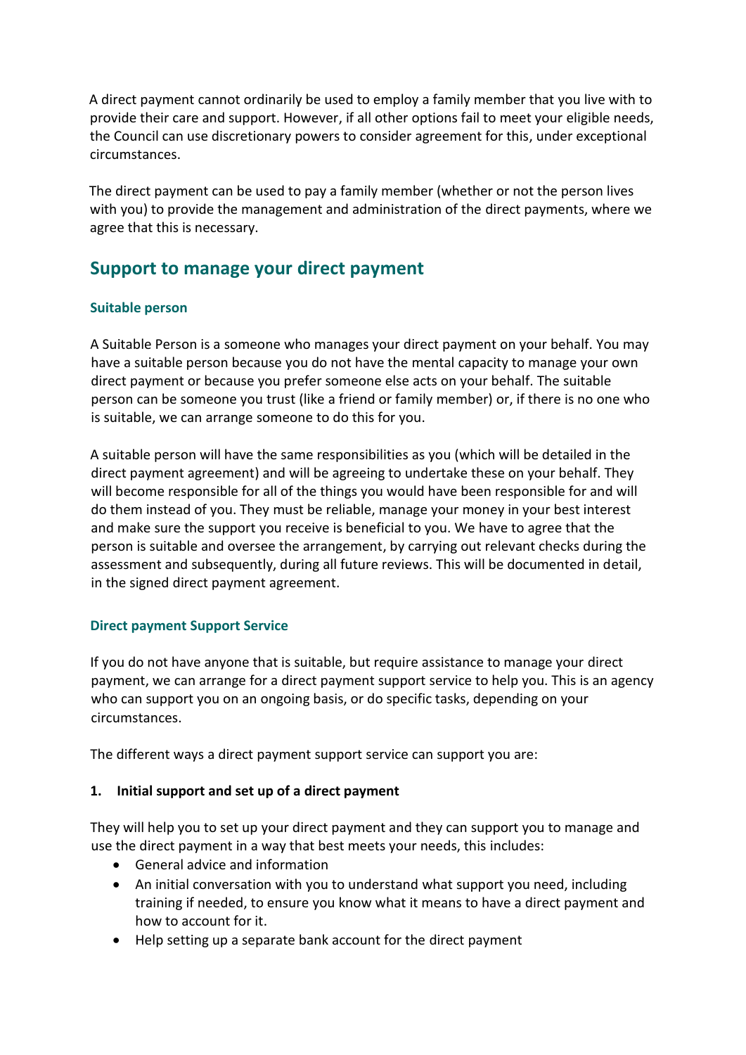A direct payment cannot ordinarily be used to employ a family member that you live with to provide their care and support. However, if all other options fail to meet your eligible needs, the Council can use discretionary powers to consider agreement for this, under exceptional circumstances.

The direct payment can be used to pay a family member (whether or not the person lives with you) to provide the management and administration of the direct payments, where we agree that this is necessary.

## Support to manage your direct payment

### Suitable person

A Suitable Person is a someone who manages your direct payment on your behalf. You may have a suitable person because you do not have the mental capacity to manage your own direct payment or because you prefer someone else acts on your behalf. The suitable person can be someone you trust (like a friend or family member) or, if there is no one who is suitable, we can arrange someone to do this for you.

A suitable person will have the same responsibilities as you (which will be detailed in the direct payment agreement) and will be agreeing to undertake these on your behalf. They will become responsible for all of the things you would have been responsible for and will do them instead of you. They must be reliable, manage your money in your best interest and make sure the support you receive is beneficial to you. We have to agree that the person is suitable and oversee the arrangement, by carrying out relevant checks during the assessment and subsequently, during all future reviews. This will be documented in detail, in the signed direct payment agreement.

### Direct payment Support Service

If you do not have anyone that is suitable, but require assistance to manage your direct payment, we can arrange for a direct payment support service to help you. This is an agency who can support you on an ongoing basis, or do specific tasks, depending on your circumstances.

The different ways a direct payment support service can support you are:

**1. Initial support and set up of a direct payment**

They will help you to set up your direct payment and they can support you to manage and use the direct payment in a way that best meets your needs, this includes:

- General advice and information
- An initial conversation with you to understand what support you need, including training if needed, to ensure you know what it means to have a direct payment and how to account for it.
- Help setting up a separate bank account for the direct payment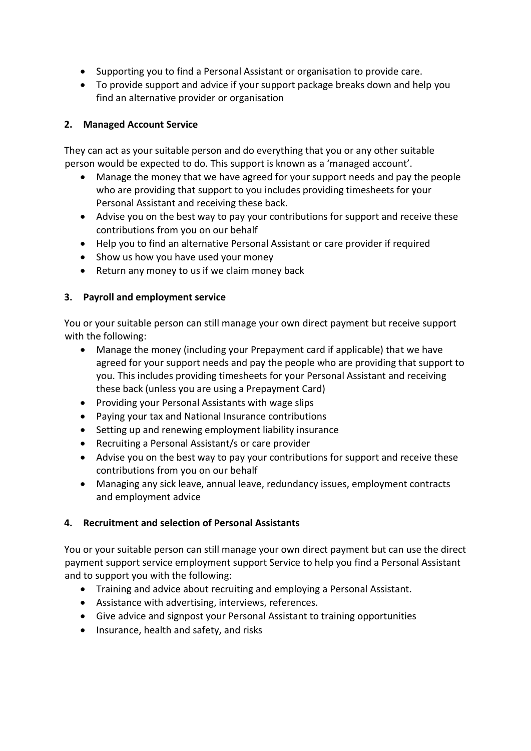- Supporting you to find a Personal Assistant or organisation to provide care.
- To provide support and advice if your support package breaks down and help you find an alternative provider or organisation

**2. Managed Account Service**

They can act as your suitable person and do everything that you or any other suitable person would be expected to do. This support is known as a 'managed account'.

- Manage the money that we have agreed for your support needs and pay the people who are providing that support to you includes providing timesheets for your Personal Assistant and receiving these back.
- Advise you on the best way to pay your contributions for support and receive these contributions from you on our behalf
- Help you to find an alternative Personal Assistant or care provider if required
- Show us how you have used your money
- Return any money to us if we claim money back

**3. Payroll and employment service**

You or your suitable person can still manage your own direct payment but receive support with the following:

- Manage the money (including your Prepayment card if applicable) that we have agreed for your support needs and pay the people who are providing that support to you. This includes providing timesheets for your Personal Assistant and receiving these back (unless you are using a Prepayment Card)
- Providing your Personal Assistants with wage slips
- Paying your tax and National Insurance contributions
- Setting up and renewing employment liability insurance
- Recruiting a Personal Assistant/s or care provider
- Advise you on the best way to pay your contributions for support and receive these contributions from you on our behalf
- Managing any sick leave, annual leave, redundancy issues, employment contracts and employment advice

**4. Recruitment and selection of Personal Assistants**

You or your suitable person can still manage your own direct payment but can use the direct payment support service employment support Service to help you find a Personal Assistant and to support you with the following:

- Training and advice about recruiting and employing a Personal Assistant.
- Assistance with advertising, interviews, references.
- Give advice and signpost your Personal Assistant to training opportunities
- Insurance, health and safety, and risks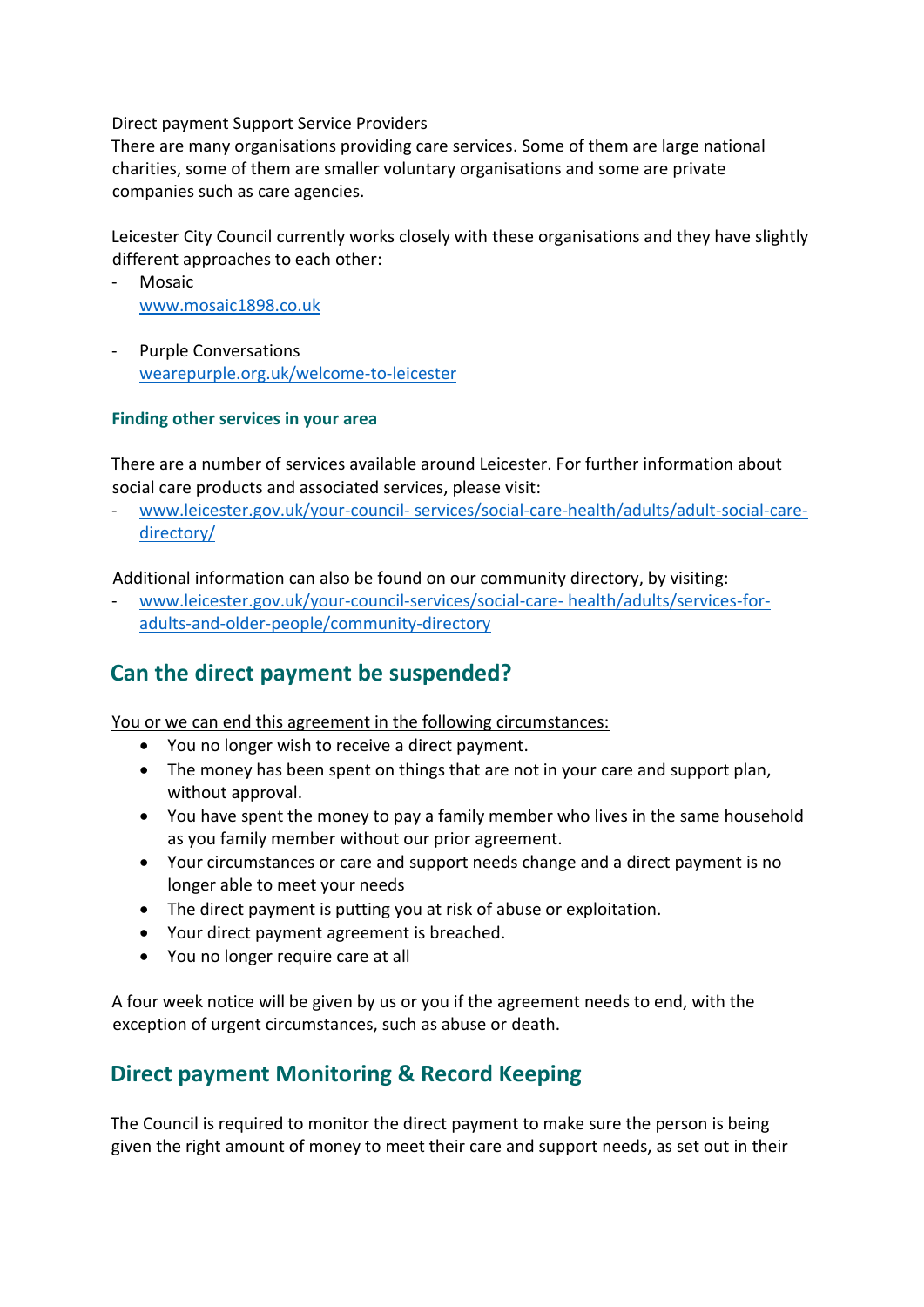Direct payment Support Service Providers

There are many organisations providing care services. Some of them are large national charities, some of them are smaller voluntary organisations and some are private companies such as care agencies.

Leicester City Council currently works closely with these organisations and they have slightly different approaches to each other:

- Mosaic
  www.mosaic1898.co.uk

- Purple Conversations
  wearepurple.org.uk/welcome-to-leicester

### Finding other services in your area

There are a number of services available around Leicester. For further information about social care products and associated services, please visit:

- www.leicester.gov.uk/your-council- services/social-care-health/adults/adult-social-care-directory/

Additional information can also be found on our community directory, by visiting:

- www.leicester.gov.uk/your-council-services/social-care- health/adults/services-for-adults-and-older-people/community-directory

## Can the direct payment be suspended?

You or we can end this agreement in the following circumstances:

- You no longer wish to receive a direct payment.
- The money has been spent on things that are not in your care and support plan, without approval.
- You have spent the money to pay a family member who lives in the same household as you family member without our prior agreement.
- Your circumstances or care and support needs change and a direct payment is no longer able to meet your needs
- The direct payment is putting you at risk of abuse or exploitation.
- Your direct payment agreement is breached.
- You no longer require care at all

A four week notice will be given by us or you if the agreement needs to end, with the exception of urgent circumstances, such as abuse or death.

## Direct payment Monitoring & Record Keeping

The Council is required to monitor the direct payment to make sure the person is being given the right amount of money to meet their care and support needs, as set out in their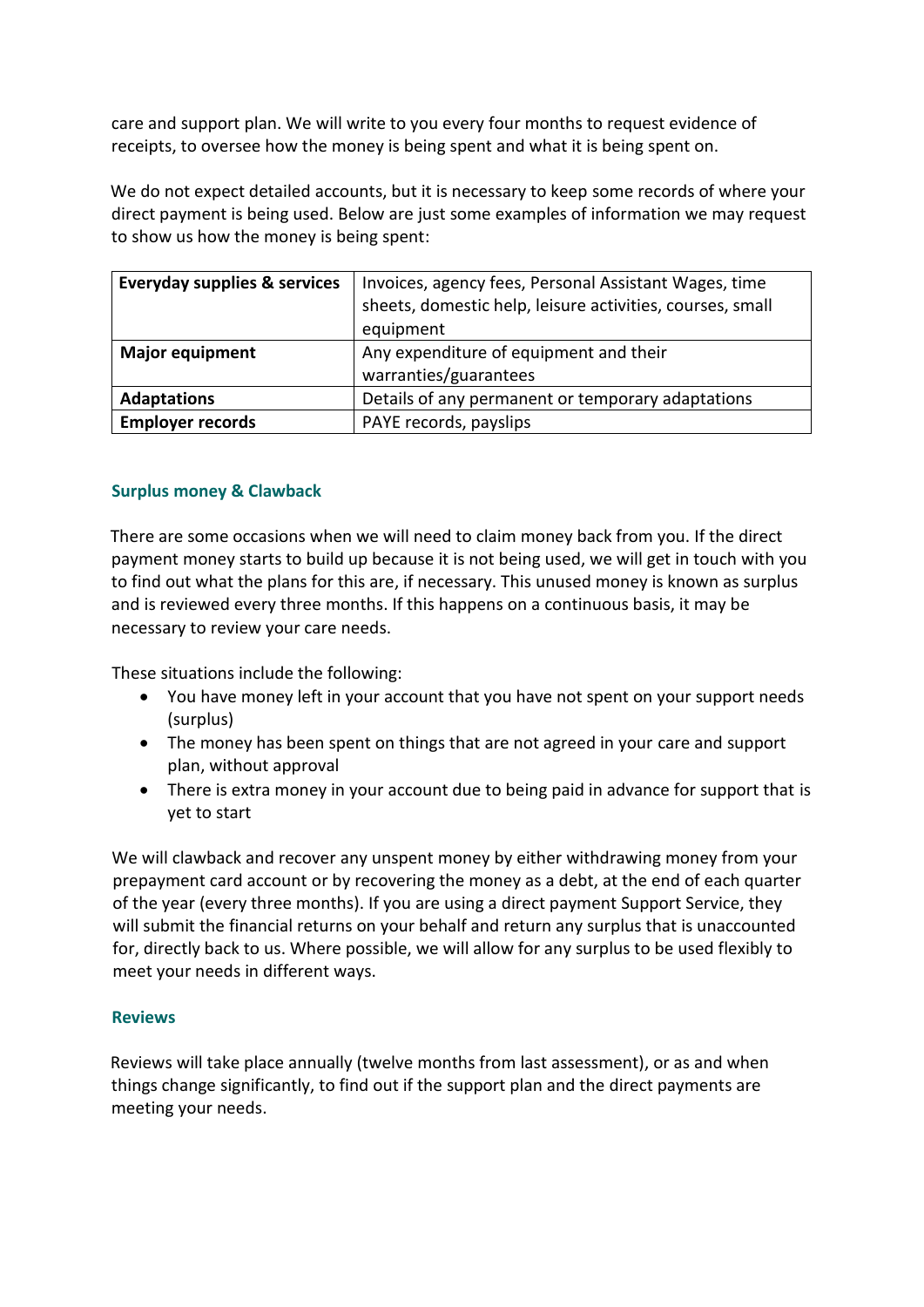care and support plan. We will write to you every four months to request evidence of receipts, to oversee how the money is being spent and what it is being spent on.

We do not expect detailed accounts, but it is necessary to keep some records of where your direct payment is being used. Below are just some examples of information we may request to show us how the money is being spent:

| **Everyday supplies & services** | Invoices, agency fees, Personal Assistant Wages, time sheets, domestic help, leisure activities, courses, small equipment |
|---|---|
| **Major equipment** | Any expenditure of equipment and their warranties/guarantees |
| **Adaptations** | Details of any permanent or temporary adaptations |
| **Employer records** | PAYE records, payslips |

### Surplus money & Clawback

There are some occasions when we will need to claim money back from you. If the direct payment money starts to build up because it is not being used, we will get in touch with you to find out what the plans for this are, if necessary. This unused money is known as surplus and is reviewed every three months. If this happens on a continuous basis, it may be necessary to review your care needs.

These situations include the following:

- You have money left in your account that you have not spent on your support needs (surplus)
- The money has been spent on things that are not agreed in your care and support plan, without approval
- There is extra money in your account due to being paid in advance for support that is yet to start

We will clawback and recover any unspent money by either withdrawing money from your prepayment card account or by recovering the money as a debt, at the end of each quarter of the year (every three months). If you are using a direct payment Support Service, they will submit the financial returns on your behalf and return any surplus that is unaccounted for, directly back to us. Where possible, we will allow for any surplus to be used flexibly to meet your needs in different ways.

### Reviews

Reviews will take place annually (twelve months from last assessment), or as and when things change significantly, to find out if the support plan and the direct payments are meeting your needs.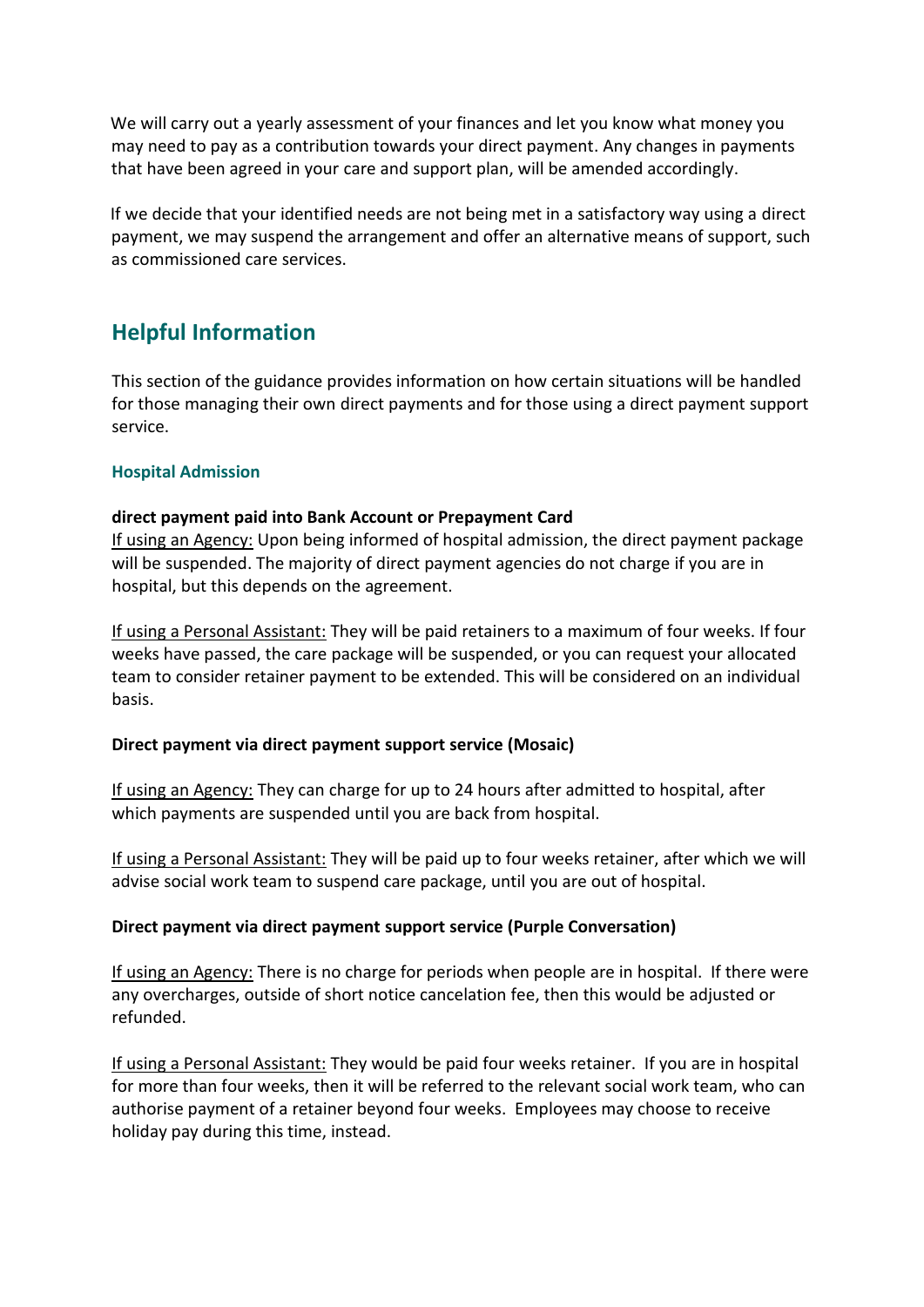We will carry out a yearly assessment of your finances and let you know what money you may need to pay as a contribution towards your direct payment. Any changes in payments that have been agreed in your care and support plan, will be amended accordingly.

If we decide that your identified needs are not being met in a satisfactory way using a direct payment, we may suspend the arrangement and offer an alternative means of support, such as commissioned care services.

## Helpful Information

This section of the guidance provides information on how certain situations will be handled for those managing their own direct payments and for those using a direct payment support service.

### Hospital Admission

**direct payment paid into Bank Account or Prepayment Card**

<u>If using an Agency:</u> Upon being informed of hospital admission, the direct payment package will be suspended. The majority of direct payment agencies do not charge if you are in hospital, but this depends on the agreement.

<u>If using a Personal Assistant:</u> They will be paid retainers to a maximum of four weeks. If four weeks have passed, the care package will be suspended, or you can request your allocated team to consider retainer payment to be extended. This will be considered on an individual basis.

**Direct payment via direct payment support service (Mosaic)**

<u>If using an Agency:</u> They can charge for up to 24 hours after admitted to hospital, after which payments are suspended until you are back from hospital.

<u>If using a Personal Assistant:</u> They will be paid up to four weeks retainer, after which we will advise social work team to suspend care package, until you are out of hospital.

**Direct payment via direct payment support service (Purple Conversation)**

<u>If using an Agency:</u> There is no charge for periods when people are in hospital. If there were any overcharges, outside of short notice cancelation fee, then this would be adjusted or refunded.

<u>If using a Personal Assistant:</u> They would be paid four weeks retainer. If you are in hospital for more than four weeks, then it will be referred to the relevant social work team, who can authorise payment of a retainer beyond four weeks. Employees may choose to receive holiday pay during this time, instead.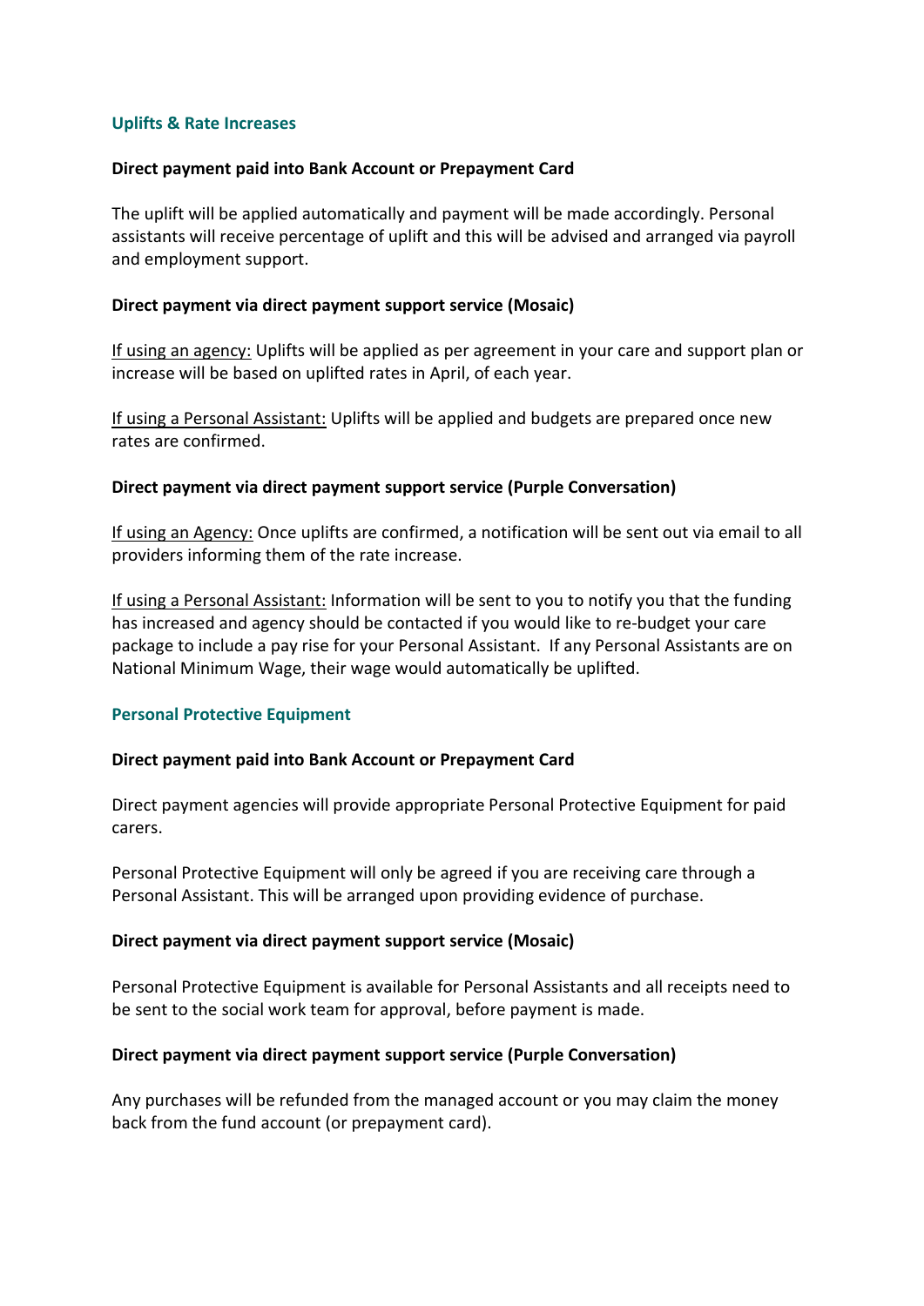## Uplifts & Rate Increases

**Direct payment paid into Bank Account or Prepayment Card**

The uplift will be applied automatically and payment will be made accordingly. Personal assistants will receive percentage of uplift and this will be advised and arranged via payroll and employment support.

**Direct payment via direct payment support service (Mosaic)**

<u>If using an agency:</u> Uplifts will be applied as per agreement in your care and support plan or increase will be based on uplifted rates in April, of each year.

<u>If using a Personal Assistant:</u> Uplifts will be applied and budgets are prepared once new rates are confirmed.

**Direct payment via direct payment support service (Purple Conversation)**

<u>If using an Agency:</u> Once uplifts are confirmed, a notification will be sent out via email to all providers informing them of the rate increase.

<u>If using a Personal Assistant:</u> Information will be sent to you to notify you that the funding has increased and agency should be contacted if you would like to re-budget your care package to include a pay rise for your Personal Assistant. If any Personal Assistants are on National Minimum Wage, their wage would automatically be uplifted.

## Personal Protective Equipment

**Direct payment paid into Bank Account or Prepayment Card**

Direct payment agencies will provide appropriate Personal Protective Equipment for paid carers.

Personal Protective Equipment will only be agreed if you are receiving care through a Personal Assistant. This will be arranged upon providing evidence of purchase.

**Direct payment via direct payment support service (Mosaic)**

Personal Protective Equipment is available for Personal Assistants and all receipts need to be sent to the social work team for approval, before payment is made.

**Direct payment via direct payment support service (Purple Conversation)**

Any purchases will be refunded from the managed account or you may claim the money back from the fund account (or prepayment card).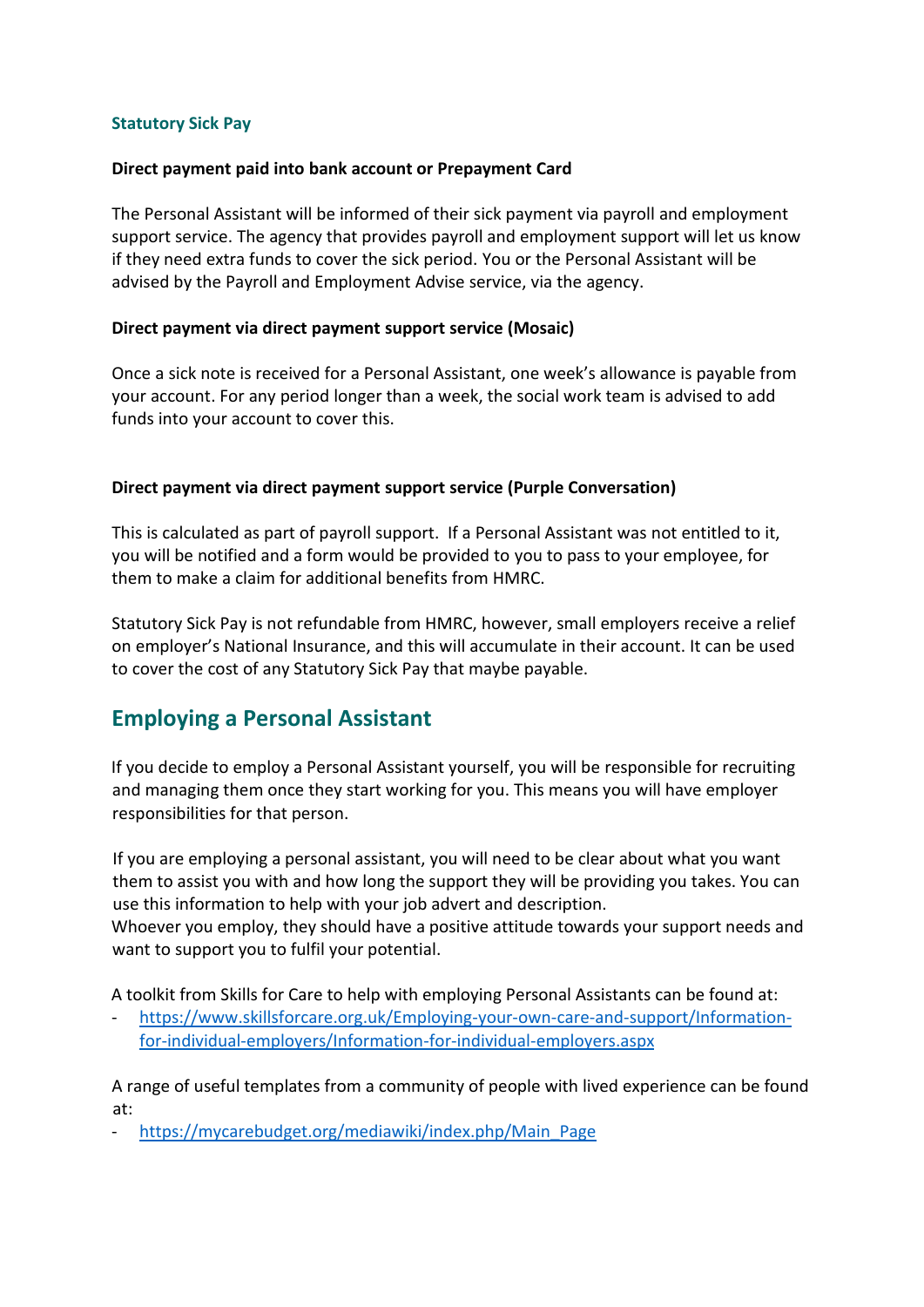### Statutory Sick Pay

**Direct payment paid into bank account or Prepayment Card**

The Personal Assistant will be informed of their sick payment via payroll and employment support service. The agency that provides payroll and employment support will let us know if they need extra funds to cover the sick period. You or the Personal Assistant will be advised by the Payroll and Employment Advise service, via the agency.

**Direct payment via direct payment support service (Mosaic)**

Once a sick note is received for a Personal Assistant, one week's allowance is payable from your account. For any period longer than a week, the social work team is advised to add funds into your account to cover this.

**Direct payment via direct payment support service (Purple Conversation)**

This is calculated as part of payroll support. If a Personal Assistant was not entitled to it, you will be notified and a form would be provided to you to pass to your employee, for them to make a claim for additional benefits from HMRC.

Statutory Sick Pay is not refundable from HMRC, however, small employers receive a relief on employer's National Insurance, and this will accumulate in their account. It can be used to cover the cost of any Statutory Sick Pay that maybe payable.

## Employing a Personal Assistant

If you decide to employ a Personal Assistant yourself, you will be responsible for recruiting and managing them once they start working for you. This means you will have employer responsibilities for that person.

If you are employing a personal assistant, you will need to be clear about what you want them to assist you with and how long the support they will be providing you takes. You can use this information to help with your job advert and description.
Whoever you employ, they should have a positive attitude towards your support needs and want to support you to fulfil your potential.

A toolkit from Skills for Care to help with employing Personal Assistants can be found at:

- https://www.skillsforcare.org.uk/Employing-your-own-care-and-support/Information-for-individual-employers/Information-for-individual-employers.aspx

A range of useful templates from a community of people with lived experience can be found at:

- https://mycarebudget.org/mediawiki/index.php/Main_Page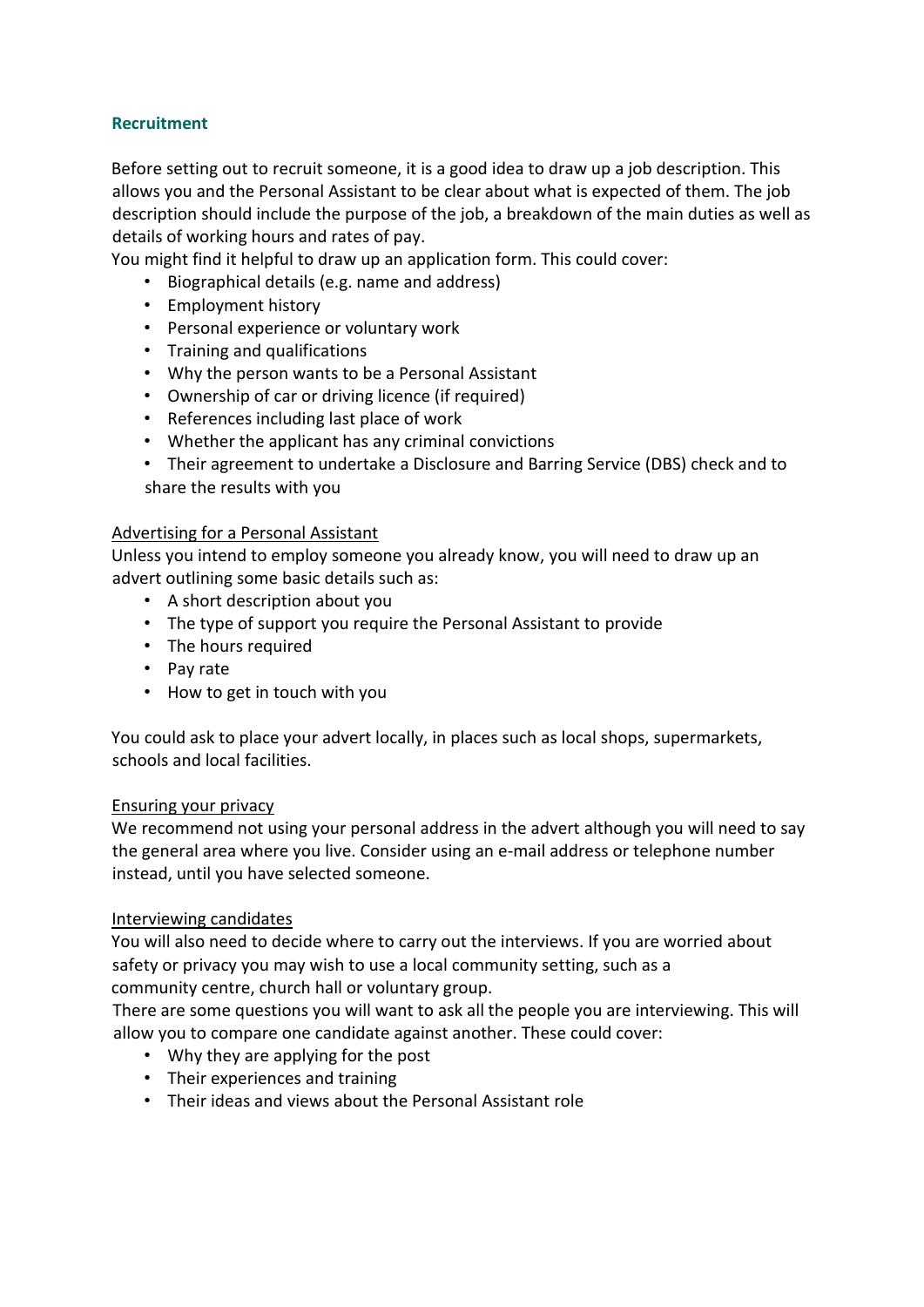## Recruitment

Before setting out to recruit someone, it is a good idea to draw up a job description. This allows you and the Personal Assistant to be clear about what is expected of them. The job description should include the purpose of the job, a breakdown of the main duties as well as details of working hours and rates of pay.

You might find it helpful to draw up an application form. This could cover:

- Biographical details (e.g. name and address)
- Employment history
- Personal experience or voluntary work
- Training and qualifications
- Why the person wants to be a Personal Assistant
- Ownership of car or driving licence (if required)
- References including last place of work
- Whether the applicant has any criminal convictions
- Their agreement to undertake a Disclosure and Barring Service (DBS) check and to share the results with you

### Advertising for a Personal Assistant

Unless you intend to employ someone you already know, you will need to draw up an advert outlining some basic details such as:

- A short description about you
- The type of support you require the Personal Assistant to provide
- The hours required
- Pay rate
- How to get in touch with you

You could ask to place your advert locally, in places such as local shops, supermarkets, schools and local facilities.

### Ensuring your privacy

We recommend not using your personal address in the advert although you will need to say the general area where you live. Consider using an e-mail address or telephone number instead, until you have selected someone.

### Interviewing candidates

You will also need to decide where to carry out the interviews. If you are worried about safety or privacy you may wish to use a local community setting, such as a community centre, church hall or voluntary group.

There are some questions you will want to ask all the people you are interviewing. This will allow you to compare one candidate against another. These could cover:

- Why they are applying for the post
- Their experiences and training
- Their ideas and views about the Personal Assistant role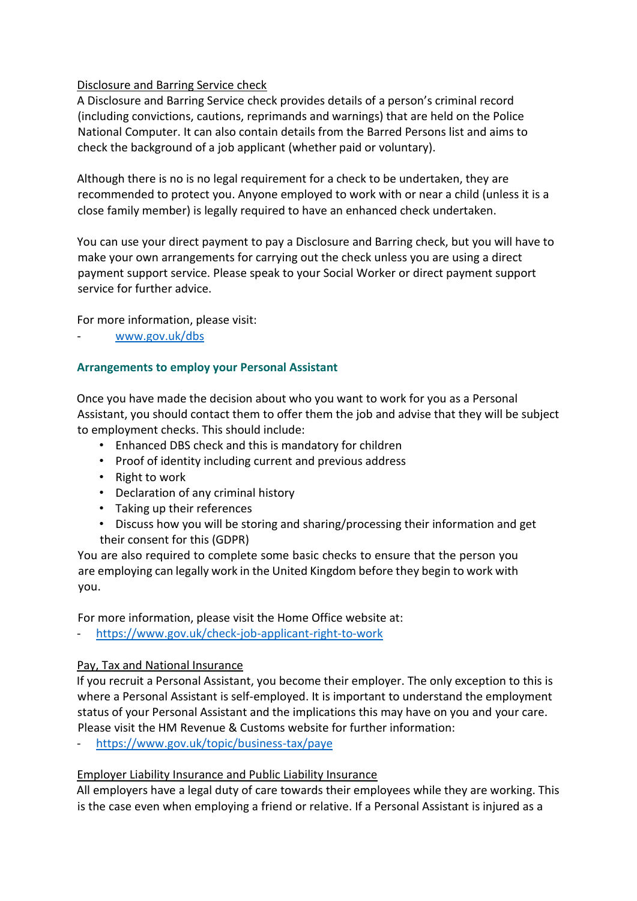Disclosure and Barring Service check

A Disclosure and Barring Service check provides details of a person's criminal record (including convictions, cautions, reprimands and warnings) that are held on the Police National Computer. It can also contain details from the Barred Persons list and aims to check the background of a job applicant (whether paid or voluntary).

Although there is no is no legal requirement for a check to be undertaken, they are recommended to protect you. Anyone employed to work with or near a child (unless it is a close family member) is legally required to have an enhanced check undertaken.

You can use your direct payment to pay a Disclosure and Barring check, but you will have to make your own arrangements for carrying out the check unless you are using a direct payment support service. Please speak to your Social Worker or direct payment support service for further advice.

For more information, please visit:

- www.gov.uk/dbs

## Arrangements to employ your Personal Assistant

Once you have made the decision about who you want to work for you as a Personal Assistant, you should contact them to offer them the job and advise that they will be subject to employment checks. This should include:

- Enhanced DBS check and this is mandatory for children
- Proof of identity including current and previous address
- Right to work
- Declaration of any criminal history
- Taking up their references
- Discuss how you will be storing and sharing/processing their information and get their consent for this (GDPR)

You are also required to complete some basic checks to ensure that the person you are employing can legally work in the United Kingdom before they begin to work with you.

For more information, please visit the Home Office website at:

- https://www.gov.uk/check-job-applicant-right-to-work

Pay, Tax and National Insurance

If you recruit a Personal Assistant, you become their employer. The only exception to this is where a Personal Assistant is self-employed. It is important to understand the employment status of your Personal Assistant and the implications this may have on you and your care. Please visit the HM Revenue & Customs website for further information:

- https://www.gov.uk/topic/business-tax/paye

Employer Liability Insurance and Public Liability Insurance

All employers have a legal duty of care towards their employees while they are working. This is the case even when employing a friend or relative. If a Personal Assistant is injured as a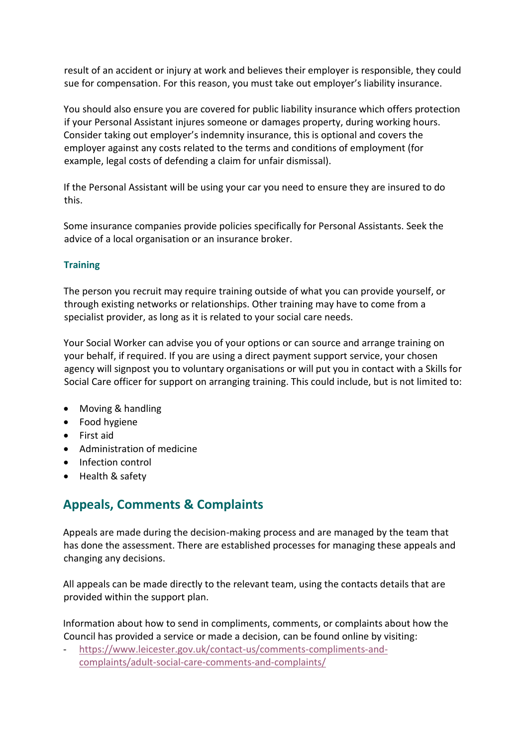result of an accident or injury at work and believes their employer is responsible, they could sue for compensation. For this reason, you must take out employer's liability insurance.

You should also ensure you are covered for public liability insurance which offers protection if your Personal Assistant injures someone or damages property, during working hours. Consider taking out employer's indemnity insurance, this is optional and covers the employer against any costs related to the terms and conditions of employment (for example, legal costs of defending a claim for unfair dismissal).

If the Personal Assistant will be using your car you need to ensure they are insured to do this.

Some insurance companies provide policies specifically for Personal Assistants. Seek the advice of a local organisation or an insurance broker.

### Training

The person you recruit may require training outside of what you can provide yourself, or through existing networks or relationships. Other training may have to come from a specialist provider, as long as it is related to your social care needs.

Your Social Worker can advise you of your options or can source and arrange training on your behalf, if required. If you are using a direct payment support service, your chosen agency will signpost you to voluntary organisations or will put you in contact with a Skills for Social Care officer for support on arranging training. This could include, but is not limited to:

- Moving & handling
- Food hygiene
- First aid
- Administration of medicine
- Infection control
- Health & safety

## Appeals, Comments & Complaints

Appeals are made during the decision-making process and are managed by the team that has done the assessment. There are established processes for managing these appeals and changing any decisions.

All appeals can be made directly to the relevant team, using the contacts details that are provided within the support plan.

Information about how to send in compliments, comments, or complaints about how the Council has provided a service or made a decision, can be found online by visiting:

- https://www.leicester.gov.uk/contact-us/comments-compliments-and-complaints/adult-social-care-comments-and-complaints/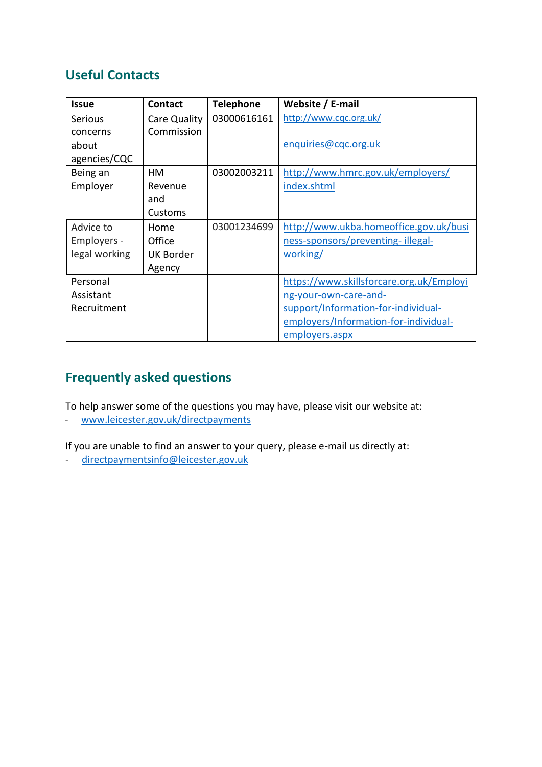## Useful Contacts

| Issue | Contact | Telephone | Website / E-mail |
|---|---|---|---|
| Serious concerns about agencies/CQC | Care Quality Commission | 03000616161 | http://www.cqc.org.uk/<br><br>enquiries@cqc.org.uk |
| Being an Employer | HM Revenue and Customs | 03002003211 | http://www.hmrc.gov.uk/employers/index.shtml |
| Advice to Employers - legal working | Home Office UK Border Agency | 03001234699 | http://www.ukba.homeoffice.gov.uk/business-sponsors/preventing- illegal-working/ |
| Personal Assistant Recruitment | | | https://www.skillsforcare.org.uk/Employing-your-own-care-and-support/Information-for-individual-employers/Information-for-individual-employers.aspx |

## Frequently asked questions

To help answer some of the questions you may have, please visit our website at:

- www.leicester.gov.uk/directpayments

If you are unable to find an answer to your query, please e-mail us directly at:

- directpaymentsinfo@leicester.gov.uk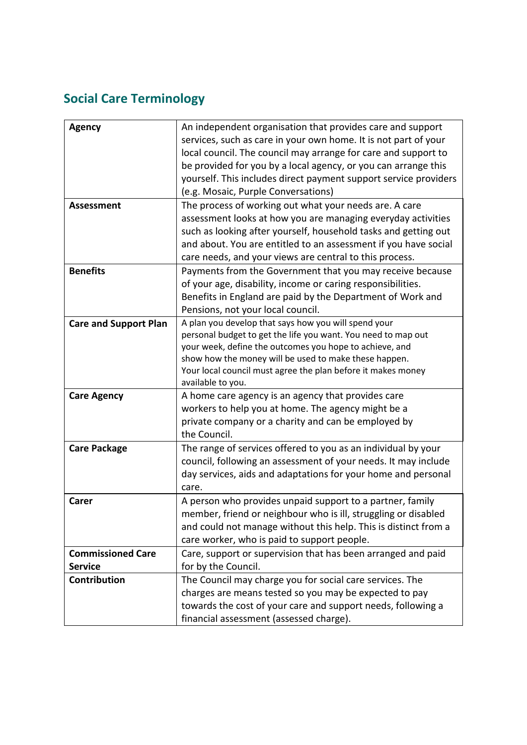## Social Care Terminology

| | |
|---|---|
| **Agency** | An independent organisation that provides care and support services, such as care in your own home. It is not part of your local council. The council may arrange for care and support to be provided for you by a local agency, or you can arrange this yourself. This includes direct payment support service providers (e.g. Mosaic, Purple Conversations) |
| **Assessment** | The process of working out what your needs are. A care assessment looks at how you are managing everyday activities such as looking after yourself, household tasks and getting out and about. You are entitled to an assessment if you have social care needs, and your views are central to this process. |
| **Benefits** | Payments from the Government that you may receive because of your age, disability, income or caring responsibilities. Benefits in England are paid by the Department of Work and Pensions, not your local council. |
| **Care and Support Plan** | A plan you develop that says how you will spend your personal budget to get the life you want. You need to map out your week, define the outcomes you hope to achieve, and show how the money will be used to make these happen. Your local council must agree the plan before it makes money available to you. |
| **Care Agency** | A home care agency is an agency that provides care workers to help you at home. The agency might be a private company or a charity and can be employed by the Council. |
| **Care Package** | The range of services offered to you as an individual by your council, following an assessment of your needs. It may include day services, aids and adaptations for your home and personal care. |
| **Carer** | A person who provides unpaid support to a partner, family member, friend or neighbour who is ill, struggling or disabled and could not manage without this help. This is distinct from a care worker, who is paid to support people. |
| **Commissioned Care Service** | Care, support or supervision that has been arranged and paid for by the Council. |
| **Contribution** | The Council may charge you for social care services. The charges are means tested so you may be expected to pay towards the cost of your care and support needs, following a financial assessment (assessed charge). |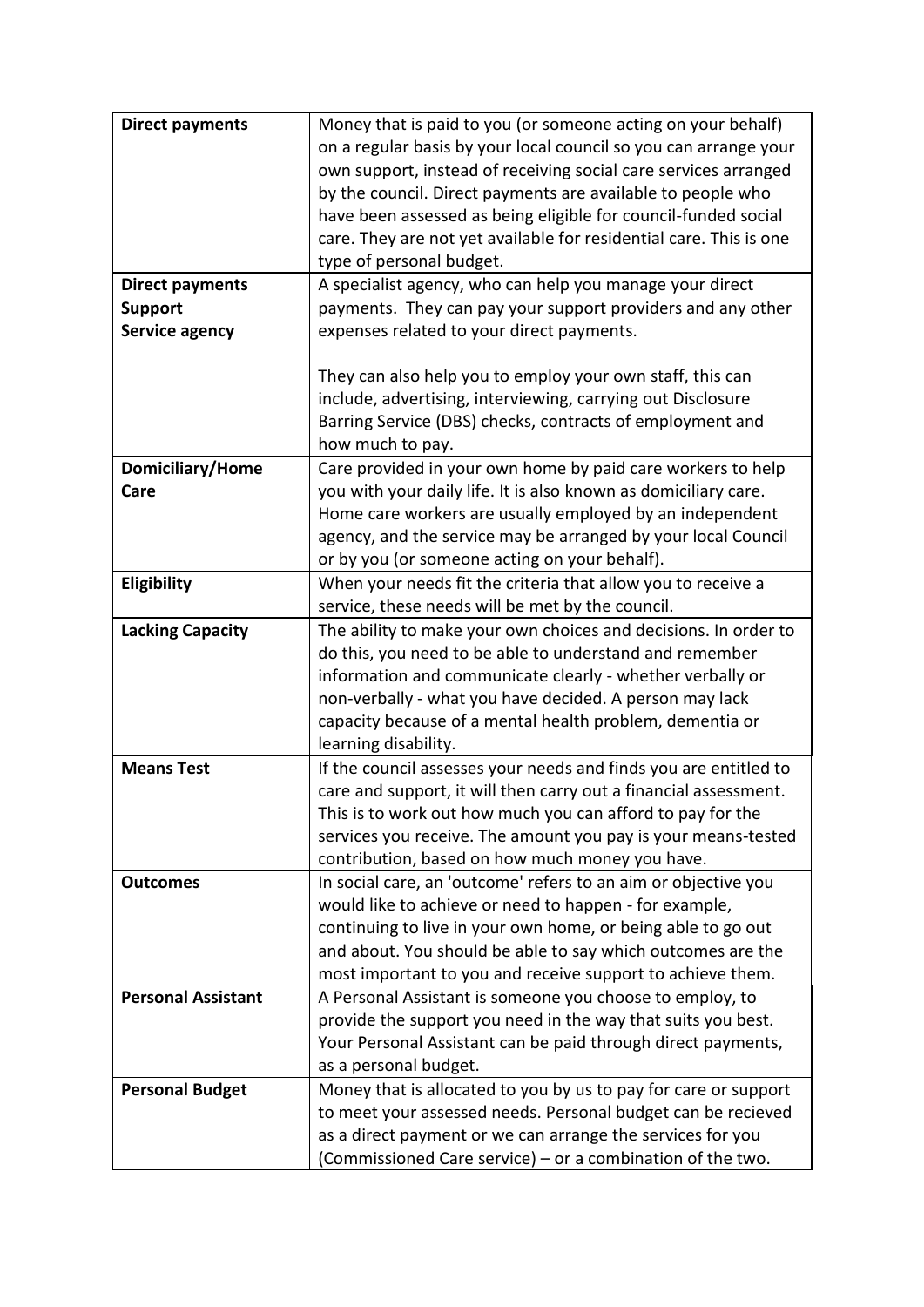| | |
|---|---|
| **Direct payments** | Money that is paid to you (or someone acting on your behalf) on a regular basis by your local council so you can arrange your own support, instead of receiving social care services arranged by the council. Direct payments are available to people who have been assessed as being eligible for council-funded social care. They are not yet available for residential care. This is one type of personal budget. |
| **Direct payments Support Service agency** | A specialist agency, who can help you manage your direct payments. They can pay your support providers and any other expenses related to your direct payments.<br><br>They can also help you to employ your own staff, this can include, advertising, interviewing, carrying out Disclosure Barring Service (DBS) checks, contracts of employment and how much to pay. |
| **Domiciliary/Home Care** | Care provided in your own home by paid care workers to help you with your daily life. It is also known as domiciliary care. Home care workers are usually employed by an independent agency, and the service may be arranged by your local Council or by you (or someone acting on your behalf). |
| **Eligibility** | When your needs fit the criteria that allow you to receive a service, these needs will be met by the council. |
| **Lacking Capacity** | The ability to make your own choices and decisions. In order to do this, you need to be able to understand and remember information and communicate clearly - whether verbally or non-verbally - what you have decided. A person may lack capacity because of a mental health problem, dementia or learning disability. |
| **Means Test** | If the council assesses your needs and finds you are entitled to care and support, it will then carry out a financial assessment. This is to work out how much you can afford to pay for the services you receive. The amount you pay is your means-tested contribution, based on how much money you have. |
| **Outcomes** | In social care, an 'outcome' refers to an aim or objective you would like to achieve or need to happen - for example, continuing to live in your own home, or being able to go out and about. You should be able to say which outcomes are the most important to you and receive support to achieve them. |
| **Personal Assistant** | A Personal Assistant is someone you choose to employ, to provide the support you need in the way that suits you best. Your Personal Assistant can be paid through direct payments, as a personal budget. |
| **Personal Budget** | Money that is allocated to you by us to pay for care or support to meet your assessed needs. Personal budget can be recieved as a direct payment or we can arrange the services for you (Commissioned Care service) – or a combination of the two. |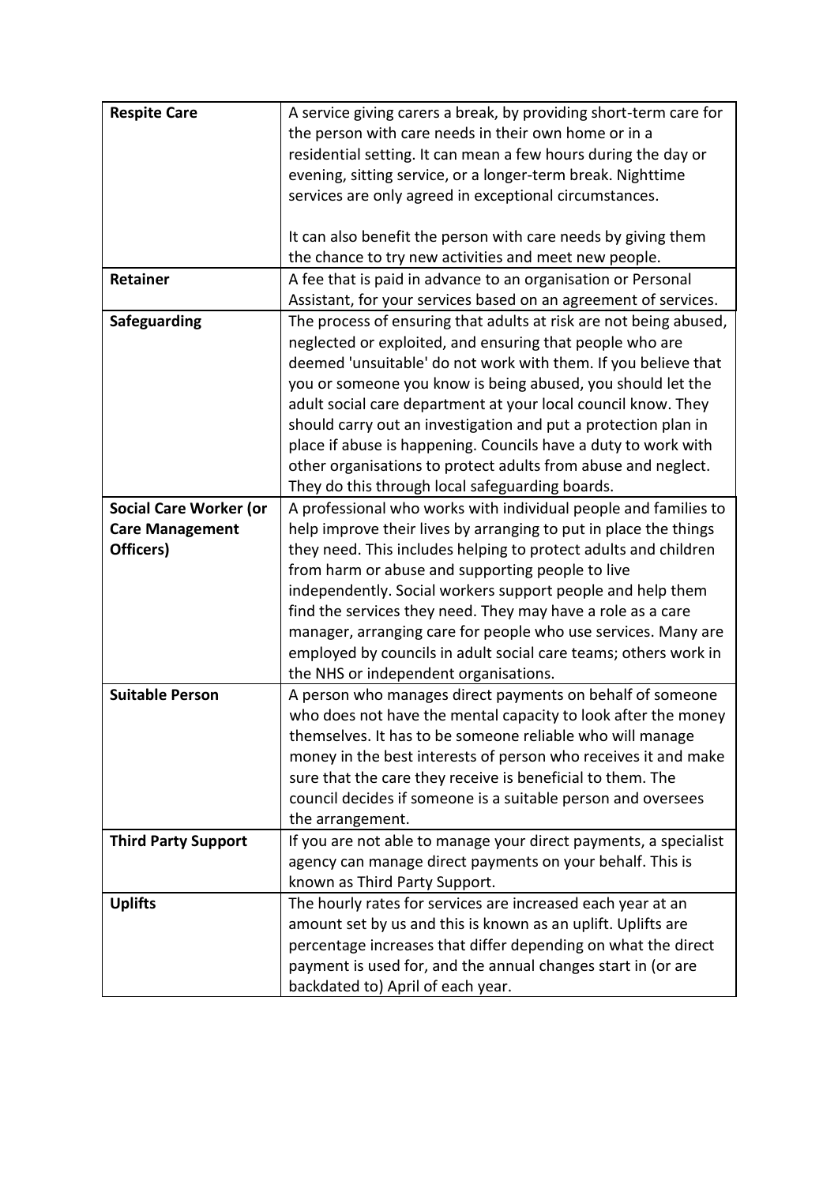| | |
|---|---|
| **Respite Care** | A service giving carers a break, by providing short-term care for the person with care needs in their own home or in a residential setting. It can mean a few hours during the day or evening, sitting service, or a longer-term break. Nighttime services are only agreed in exceptional circumstances.<br><br>It can also benefit the person with care needs by giving them the chance to try new activities and meet new people. |
| **Retainer** | A fee that is paid in advance to an organisation or Personal Assistant, for your services based on an agreement of services. |
| **Safeguarding** | The process of ensuring that adults at risk are not being abused, neglected or exploited, and ensuring that people who are deemed 'unsuitable' do not work with them. If you believe that you or someone you know is being abused, you should let the adult social care department at your local council know. They should carry out an investigation and put a protection plan in place if abuse is happening. Councils have a duty to work with other organisations to protect adults from abuse and neglect. They do this through local safeguarding boards. |
| **Social Care Worker (or Care Management Officers)** | A professional who works with individual people and families to help improve their lives by arranging to put in place the things they need. This includes helping to protect adults and children from harm or abuse and supporting people to live independently. Social workers support people and help them find the services they need. They may have a role as a care manager, arranging care for people who use services. Many are employed by councils in adult social care teams; others work in the NHS or independent organisations. |
| **Suitable Person** | A person who manages direct payments on behalf of someone who does not have the mental capacity to look after the money themselves. It has to be someone reliable who will manage money in the best interests of person who receives it and make sure that the care they receive is beneficial to them. The council decides if someone is a suitable person and oversees the arrangement. |
| **Third Party Support** | If you are not able to manage your direct payments, a specialist agency can manage direct payments on your behalf. This is known as Third Party Support. |
| **Uplifts** | The hourly rates for services are increased each year at an amount set by us and this is known as an uplift. Uplifts are percentage increases that differ depending on what the direct payment is used for, and the annual changes start in (or are backdated to) April of each year. |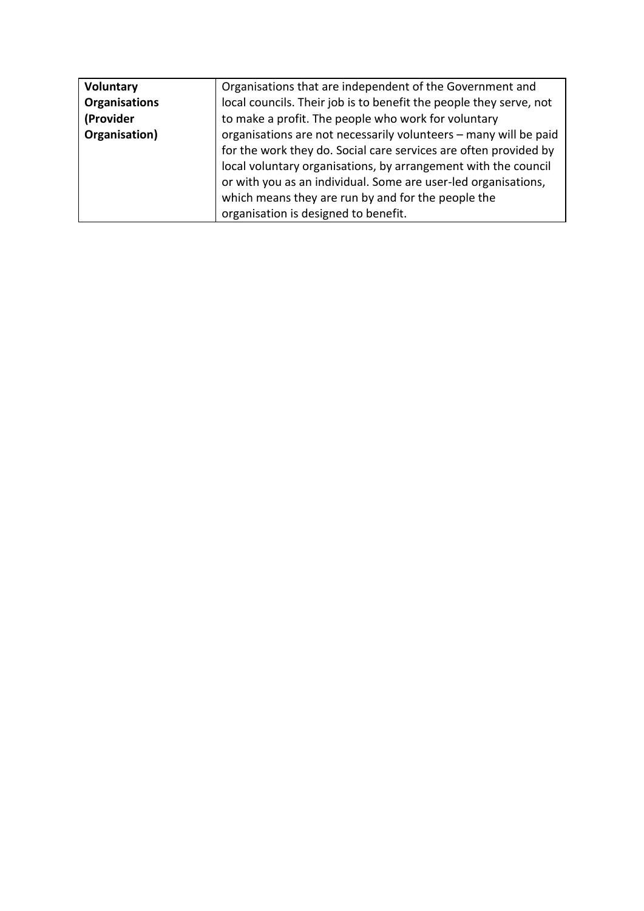| | |
|---|---|
| **Voluntary Organisations (Provider Organisation)** | Organisations that are independent of the Government and local councils. Their job is to benefit the people they serve, not to make a profit. The people who work for voluntary organisations are not necessarily volunteers – many will be paid for the work they do. Social care services are often provided by local voluntary organisations, by arrangement with the council or with you as an individual. Some are user-led organisations, which means they are run by and for the people the organisation is designed to benefit. |